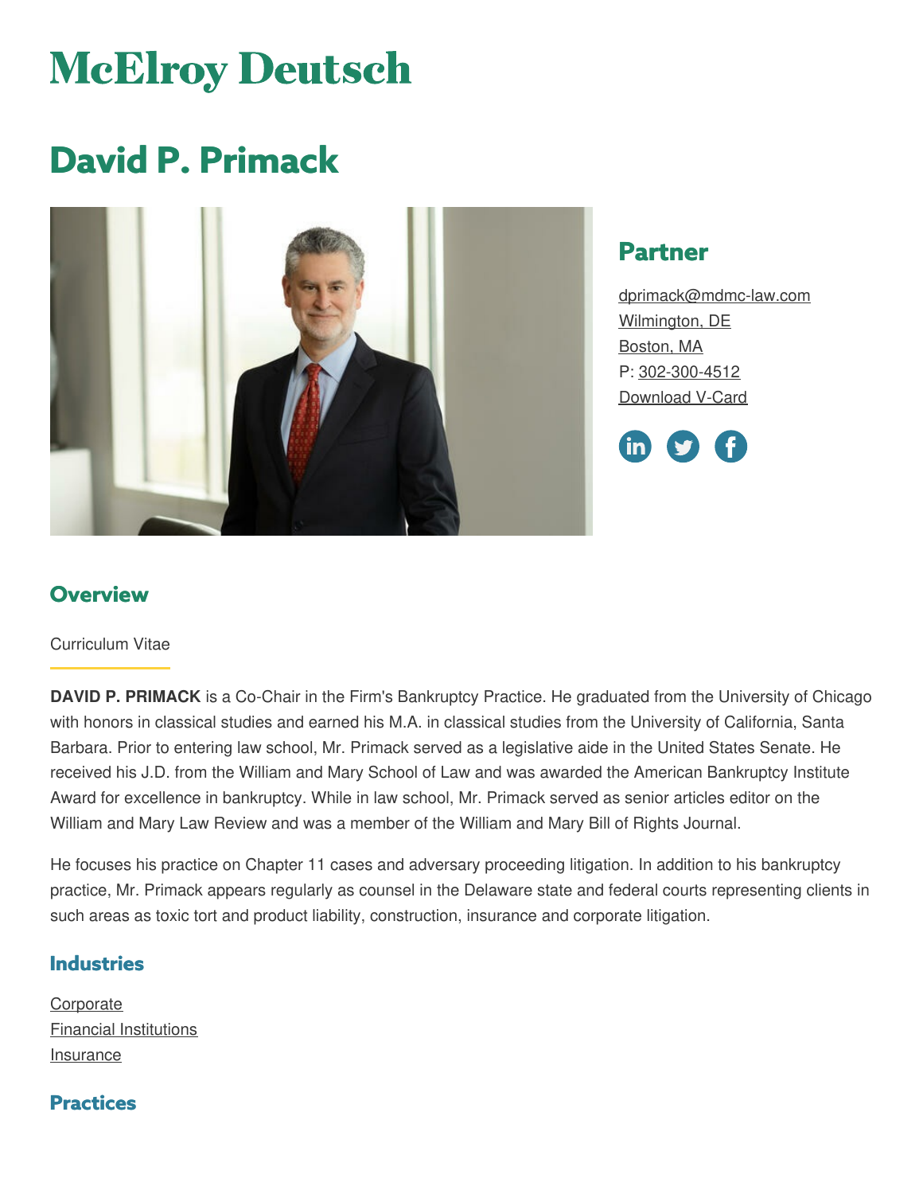# McElroy Deutsch

# David P. Primack

## Partner

dprimack@mdmc-law.com
Wilmington, DE
Boston, MA
P: 302-300-4512
Download V-Card

## Overview

Curriculum Vitae

**DAVID P. PRIMACK** is a Co-Chair in the Firm's Bankruptcy Practice. He graduated from the University of Chicago with honors in classical studies and earned his M.A. in classical studies from the University of California, Santa Barbara. Prior to entering law school, Mr. Primack served as a legislative aide in the United States Senate. He received his J.D. from the William and Mary School of Law and was awarded the American Bankruptcy Institute Award for excellence in bankruptcy. While in law school, Mr. Primack served as senior articles editor on the William and Mary Law Review and was a member of the William and Mary Bill of Rights Journal.

He focuses his practice on Chapter 11 cases and adversary proceeding litigation. In addition to his bankruptcy practice, Mr. Primack appears regularly as counsel in the Delaware state and federal courts representing clients in such areas as toxic tort and product liability, construction, insurance and corporate litigation.

## Industries

Corporate
Financial Institutions
Insurance

## Practices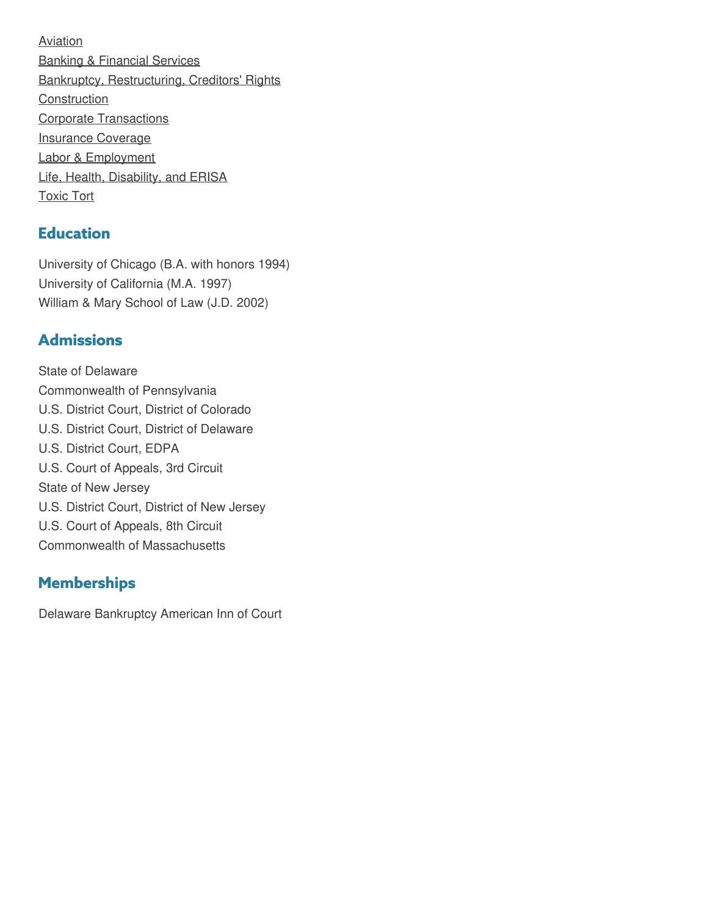[Aviation]()
[Banking & Financial Services]()
[Bankruptcy, Restructuring, Creditors' Rights]()
[Construction]()
[Corporate Transactions]()
[Insurance Coverage]()
[Labor & Employment]()
[Life, Health, Disability, and ERISA]()
[Toxic Tort]()

## Education

University of Chicago (B.A. with honors 1994)
University of California (M.A. 1997)
William & Mary School of Law (J.D. 2002)

## Admissions

State of Delaware
Commonwealth of Pennsylvania
U.S. District Court, District of Colorado
U.S. District Court, District of Delaware
U.S. District Court, EDPA
U.S. Court of Appeals, 3rd Circuit
State of New Jersey
U.S. District Court, District of New Jersey
U.S. Court of Appeals, 8th Circuit
Commonwealth of Massachusetts

## Memberships

Delaware Bankruptcy American Inn of Court